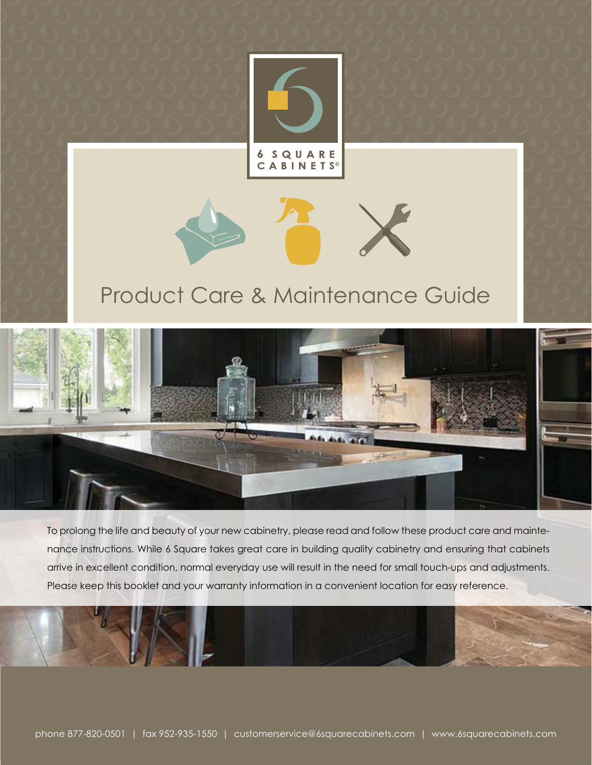6 SQUARE CABINETS®

# Product Care & Maintenance Guide

To prolong the life and beauty of your new cabinetry, please read and follow these product care and maintenance instructions. While 6 Square takes great care in building quality cabinetry and ensuring that cabinets arrive in excellent condition, normal everyday use will result in the need for small touch-ups and adjustments. Please keep this booklet and your warranty information in a convenient location for easy reference.

phone 877-820-0501 | fax 952-935-1550 | customerservice@6squarecabinets.com | www.6squarecabinets.com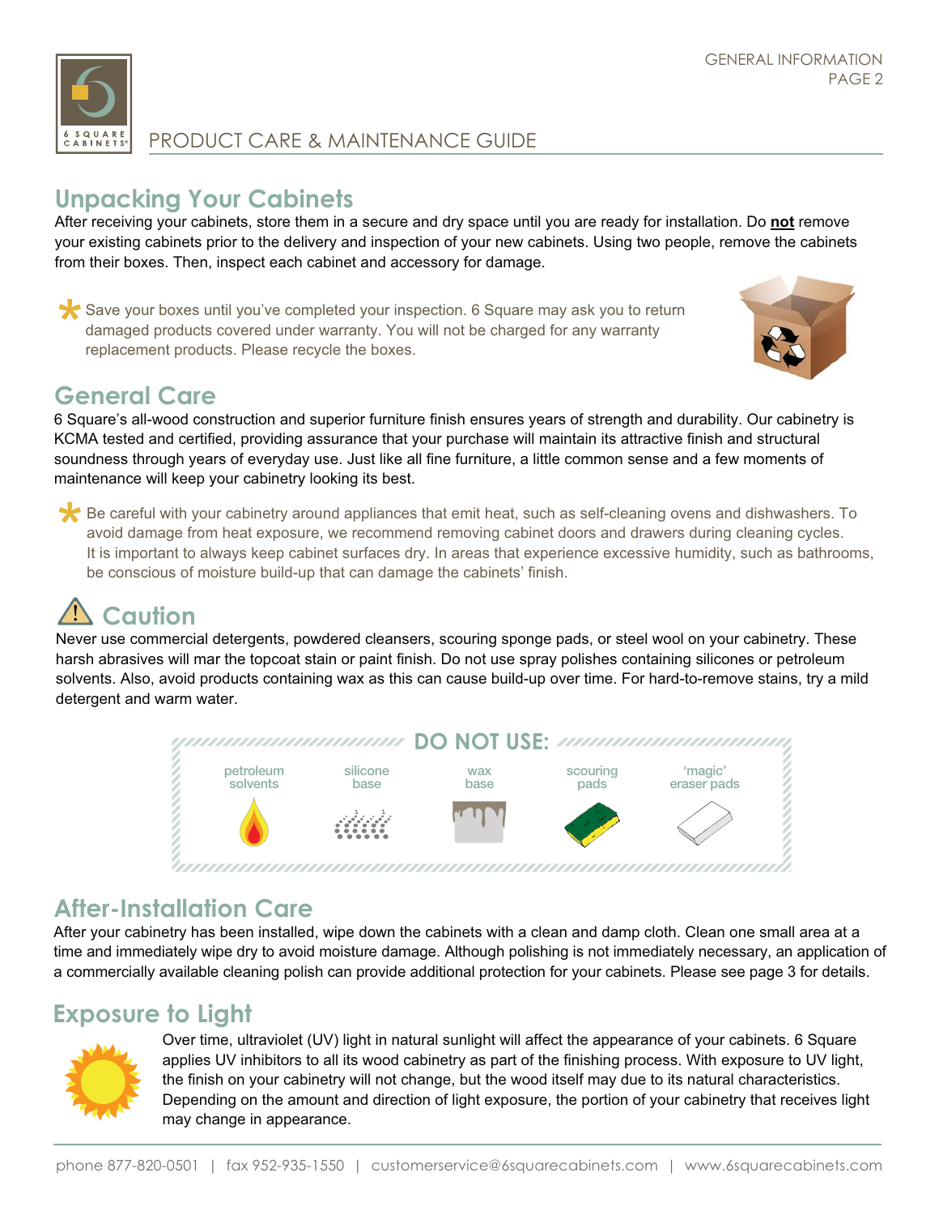# PRODUCT CARE & MAINTENANCE GUIDE

## Unpacking Your Cabinets

After receiving your cabinets, store them in a secure and dry space until you are ready for installation. Do **not** remove your existing cabinets prior to the delivery and inspection of your new cabinets. Using two people, remove the cabinets from their boxes. Then, inspect each cabinet and accessory for damage.

* Save your boxes until you've completed your inspection. 6 Square may ask you to return damaged products covered under warranty. You will not be charged for any warranty replacement products. Please recycle the boxes.

## General Care

6 Square's all-wood construction and superior furniture finish ensures years of strength and durability. Our cabinetry is KCMA tested and certified, providing assurance that your purchase will maintain its attractive finish and structural soundness through years of everyday use. Just like all fine furniture, a little common sense and a few moments of maintenance will keep your cabinetry looking its best.

* Be careful with your cabinetry around appliances that emit heat, such as self-cleaning ovens and dishwashers. To avoid damage from heat exposure, we recommend removing cabinet doors and drawers during cleaning cycles. It is important to always keep cabinet surfaces dry. In areas that experience excessive humidity, such as bathrooms, be conscious of moisture build-up that can damage the cabinets' finish.

## Caution

Never use commercial detergents, powdered cleansers, scouring sponge pads, or steel wool on your cabinetry. These harsh abrasives will mar the topcoat stain or paint finish. Do not use spray polishes containing silicones or petroleum solvents. Also, avoid products containing wax as this can cause build-up over time. For hard-to-remove stains, try a mild detergent and warm water.

**DO NOT USE:**

- petroleum solvents
- silicone base
- wax base
- scouring pads
- 'magic' eraser pads

## After-Installation Care

After your cabinetry has been installed, wipe down the cabinets with a clean and damp cloth. Clean one small area at a time and immediately wipe dry to avoid moisture damage. Although polishing is not immediately necessary, an application of a commercially available cleaning polish can provide additional protection for your cabinets. Please see page 3 for details.

## Exposure to Light

Over time, ultraviolet (UV) light in natural sunlight will affect the appearance of your cabinets. 6 Square applies UV inhibitors to all its wood cabinetry as part of the finishing process. With exposure to UV light, the finish on your cabinetry will not change, but the wood itself may due to its natural characteristics. Depending on the amount and direction of light exposure, the portion of your cabinetry that receives light may change in appearance.

phone 877-820-0501 | fax 952-935-1550 | customerservice@6squarecabinets.com | www.6squarecabinets.com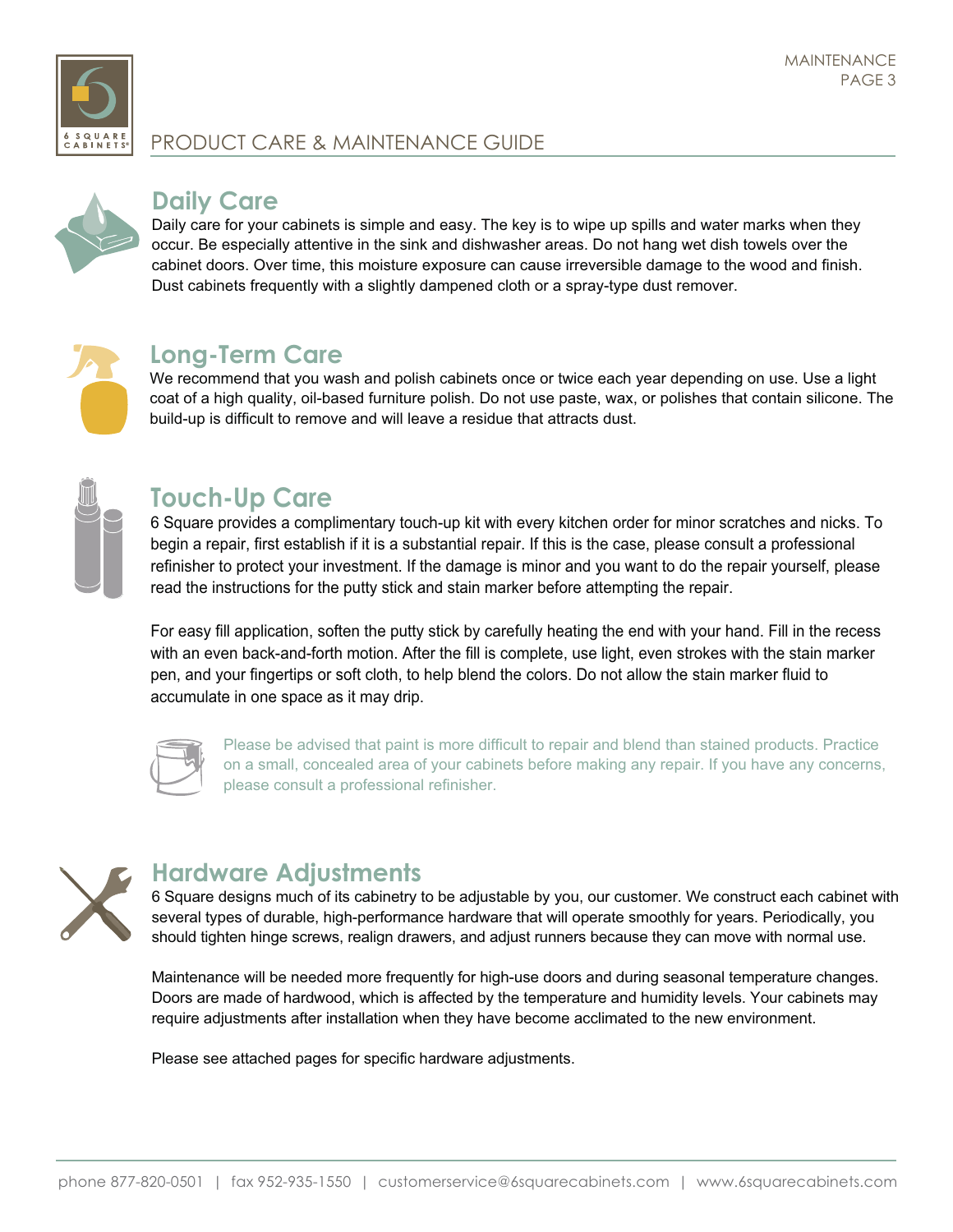# PRODUCT CARE & MAINTENANCE GUIDE

## Daily Care

Daily care for your cabinets is simple and easy. The key is to wipe up spills and water marks when they occur. Be especially attentive in the sink and dishwasher areas. Do not hang wet dish towels over the cabinet doors. Over time, this moisture exposure can cause irreversible damage to the wood and finish. Dust cabinets frequently with a slightly dampened cloth or a spray-type dust remover.

## Long-Term Care

We recommend that you wash and polish cabinets once or twice each year depending on use. Use a light coat of a high quality, oil-based furniture polish. Do not use paste, wax, or polishes that contain silicone. The build-up is difficult to remove and will leave a residue that attracts dust.

## Touch-Up Care

6 Square provides a complimentary touch-up kit with every kitchen order for minor scratches and nicks. To begin a repair, first establish if it is a substantial repair. If this is the case, please consult a professional refinisher to protect your investment. If the damage is minor and you want to do the repair yourself, please read the instructions for the putty stick and stain marker before attempting the repair.

For easy fill application, soften the putty stick by carefully heating the end with your hand. Fill in the recess with an even back-and-forth motion. After the fill is complete, use light, even strokes with the stain marker pen, and your fingertips or soft cloth, to help blend the colors. Do not allow the stain marker fluid to accumulate in one space as it may drip.

Please be advised that paint is more difficult to repair and blend than stained products. Practice on a small, concealed area of your cabinets before making any repair. If you have any concerns, please consult a professional refinisher.

## Hardware Adjustments

6 Square designs much of its cabinetry to be adjustable by you, our customer. We construct each cabinet with several types of durable, high-performance hardware that will operate smoothly for years. Periodically, you should tighten hinge screws, realign drawers, and adjust runners because they can move with normal use.

Maintenance will be needed more frequently for high-use doors and during seasonal temperature changes. Doors are made of hardwood, which is affected by the temperature and humidity levels. Your cabinets may require adjustments after installation when they have become acclimated to the new environment.

Please see attached pages for specific hardware adjustments.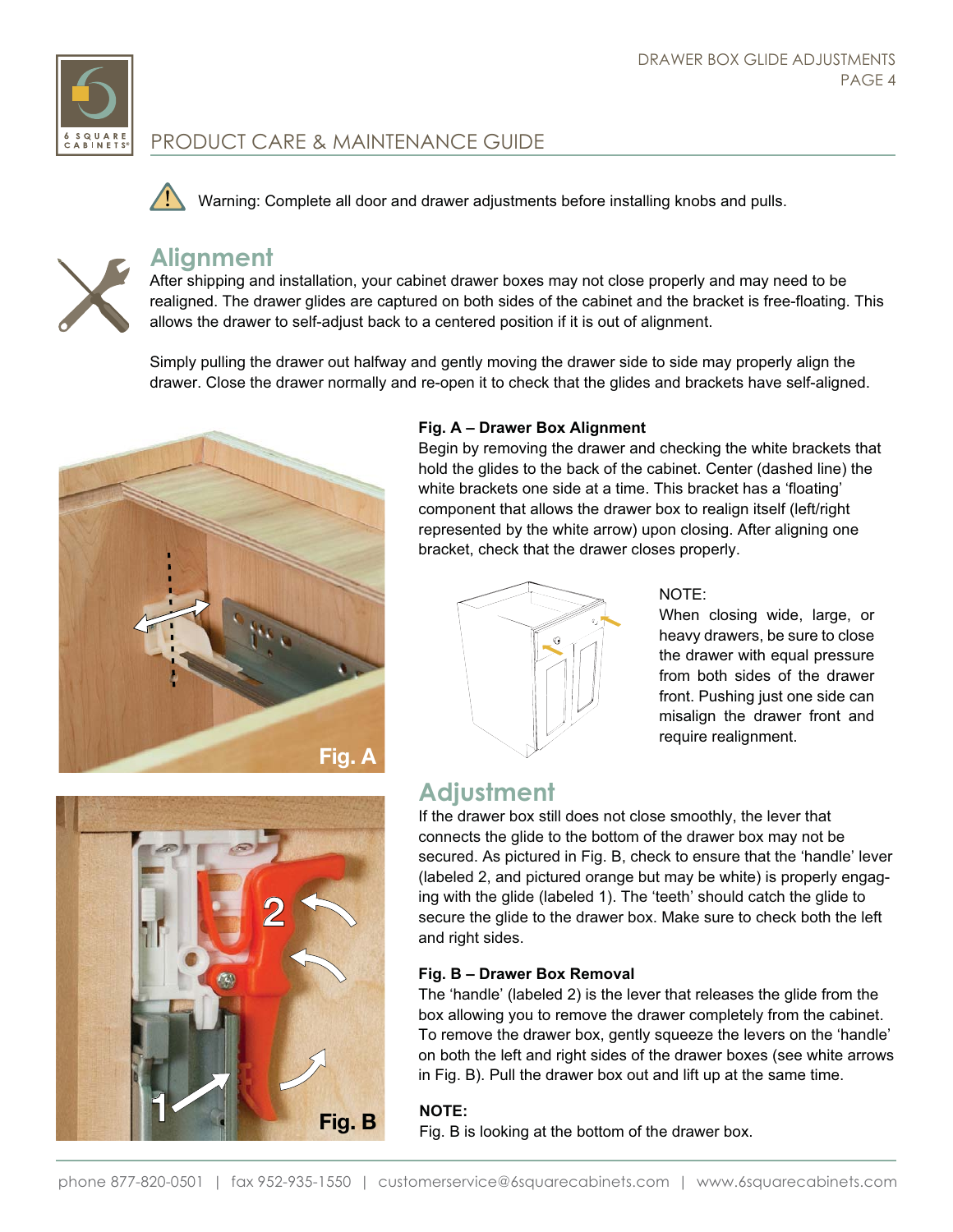# PRODUCT CARE & MAINTENANCE GUIDE

Warning: Complete all door and drawer adjustments before installing knobs and pulls.

## Alignment

After shipping and installation, your cabinet drawer boxes may not close properly and may need to be realigned. The drawer glides are captured on both sides of the cabinet and the bracket is free-floating. This allows the drawer to self-adjust back to a centered position if it is out of alignment.

Simply pulling the drawer out halfway and gently moving the drawer side to side may properly align the drawer. Close the drawer normally and re-open it to check that the glides and brackets have self-aligned.

Fig. A

### Fig. A – Drawer Box Alignment

Begin by removing the drawer and checking the white brackets that hold the glides to the back of the cabinet. Center (dashed line) the white brackets one side at a time. This bracket has a 'floating' component that allows the drawer box to realign itself (left/right represented by the white arrow) upon closing. After aligning one bracket, check that the drawer closes properly.

NOTE:
When closing wide, large, or heavy drawers, be sure to close the drawer with equal pressure from both sides of the drawer front. Pushing just one side can misalign the drawer front and require realignment.

Fig. B

## Adjustment

If the drawer box still does not close smoothly, the lever that connects the glide to the bottom of the drawer box may not be secured. As pictured in Fig. B, check to ensure that the 'handle' lever (labeled 2, and pictured orange but may be white) is properly engaging with the glide (labeled 1). The 'teeth' should catch the glide to secure the glide to the drawer box. Make sure to check both the left and right sides.

### Fig. B – Drawer Box Removal

The 'handle' (labeled 2) is the lever that releases the glide from the box allowing you to remove the drawer completely from the cabinet. To remove the drawer box, gently squeeze the levers on the 'handle' on both the left and right sides of the drawer boxes (see white arrows in Fig. B). Pull the drawer box out and lift up at the same time.

**NOTE:**
Fig. B is looking at the bottom of the drawer box.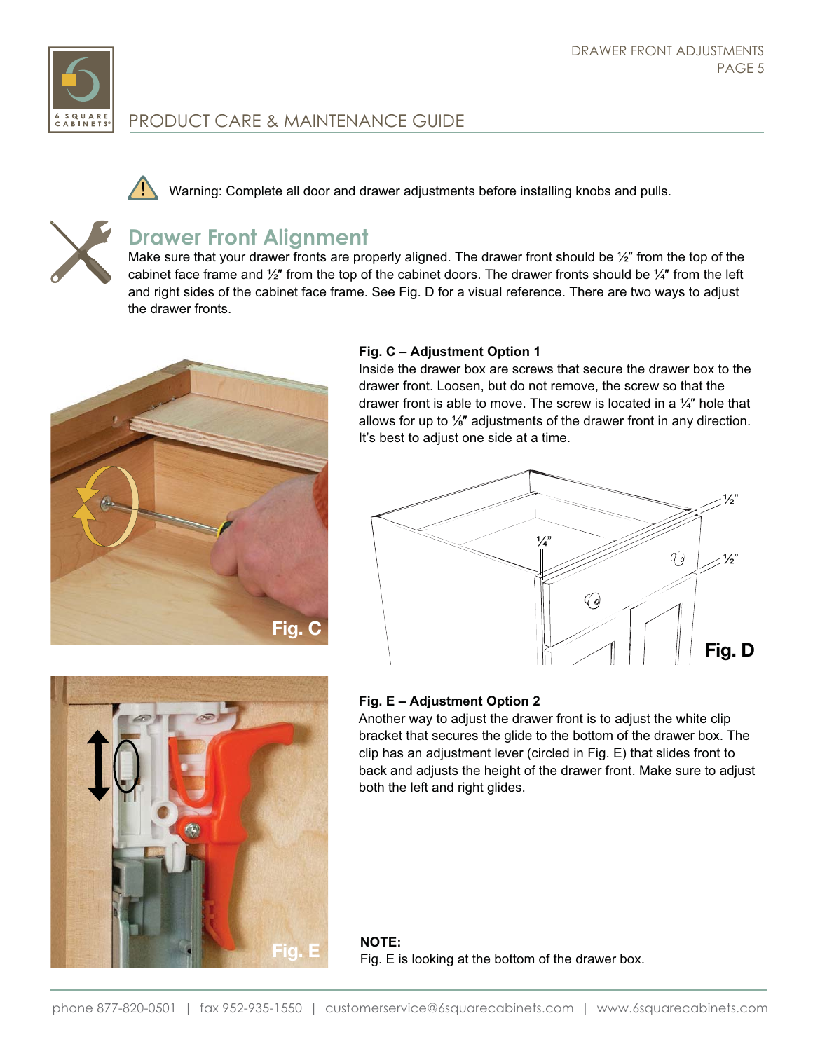Warning: Complete all door and drawer adjustments before installing knobs and pulls.

## Drawer Front Alignment

Make sure that your drawer fronts are properly aligned. The drawer front should be ½″ from the top of the cabinet face frame and ½″ from the top of the cabinet doors. The drawer fronts should be ¼″ from the left and right sides of the cabinet face frame. See Fig. D for a visual reference. There are two ways to adjust the drawer fronts.

**Fig. C – Adjustment Option 1**

Inside the drawer box are screws that secure the drawer box to the drawer front. Loosen, but do not remove, the screw so that the drawer front is able to move. The screw is located in a ¼″ hole that allows for up to ⅛″ adjustments of the drawer front in any direction. It's best to adjust one side at a time.

**Fig. E – Adjustment Option 2**

Another way to adjust the drawer front is to adjust the white clip bracket that secures the glide to the bottom of the drawer box. The clip has an adjustment lever (circled in Fig. E) that slides front to back and adjusts the height of the drawer front. Make sure to adjust both the left and right glides.

**NOTE:**
Fig. E is looking at the bottom of the drawer box.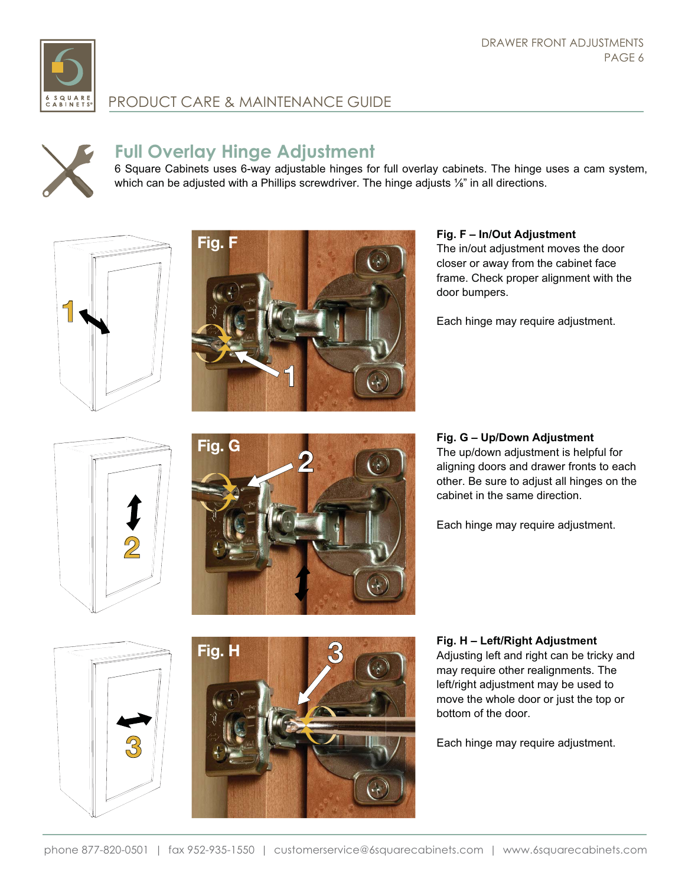## Full Overlay Hinge Adjustment

6 Square Cabinets uses 6-way adjustable hinges for full overlay cabinets. The hinge uses a cam system, which can be adjusted with a Phillips screwdriver. The hinge adjusts ⅛" in all directions.

**Fig. F – In/Out Adjustment**

The in/out adjustment moves the door closer or away from the cabinet face frame. Check proper alignment with the door bumpers.

Each hinge may require adjustment.

**Fig. G – Up/Down Adjustment**

The up/down adjustment is helpful for aligning doors and drawer fronts to each other. Be sure to adjust all hinges on the cabinet in the same direction.

Each hinge may require adjustment.

**Fig. H – Left/Right Adjustment**

Adjusting left and right can be tricky and may require other realignments. The left/right adjustment may be used to move the whole door or just the top or bottom of the door.

Each hinge may require adjustment.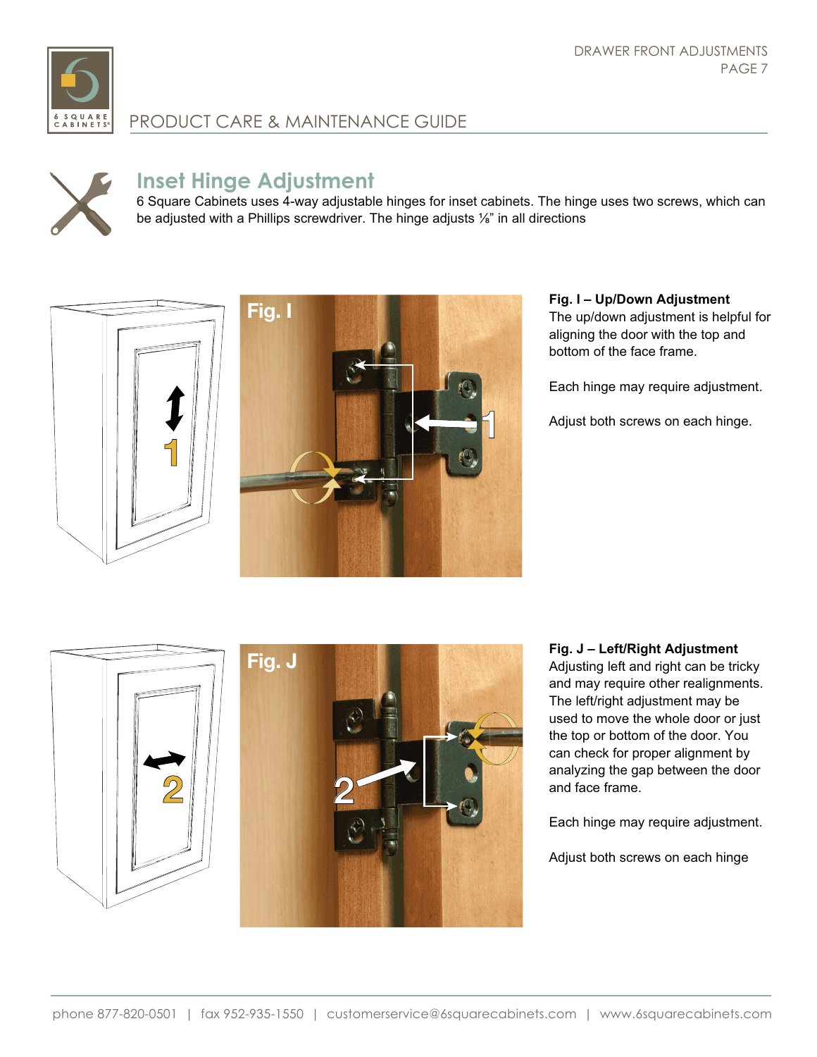# PRODUCT CARE & MAINTENANCE GUIDE

## Inset Hinge Adjustment

6 Square Cabinets uses 4-way adjustable hinges for inset cabinets. The hinge uses two screws, which can be adjusted with a Phillips screwdriver. The hinge adjusts ⅛" in all directions

**Fig. I – Up/Down Adjustment**
The up/down adjustment is helpful for aligning the door with the top and bottom of the face frame.

Each hinge may require adjustment.

Adjust both screws on each hinge.

**Fig. J – Left/Right Adjustment**
Adjusting left and right can be tricky and may require other realignments. The left/right adjustment may be used to move the whole door or just the top or bottom of the door. You can check for proper alignment by analyzing the gap between the door and face frame.

Each hinge may require adjustment.

Adjust both screws on each hinge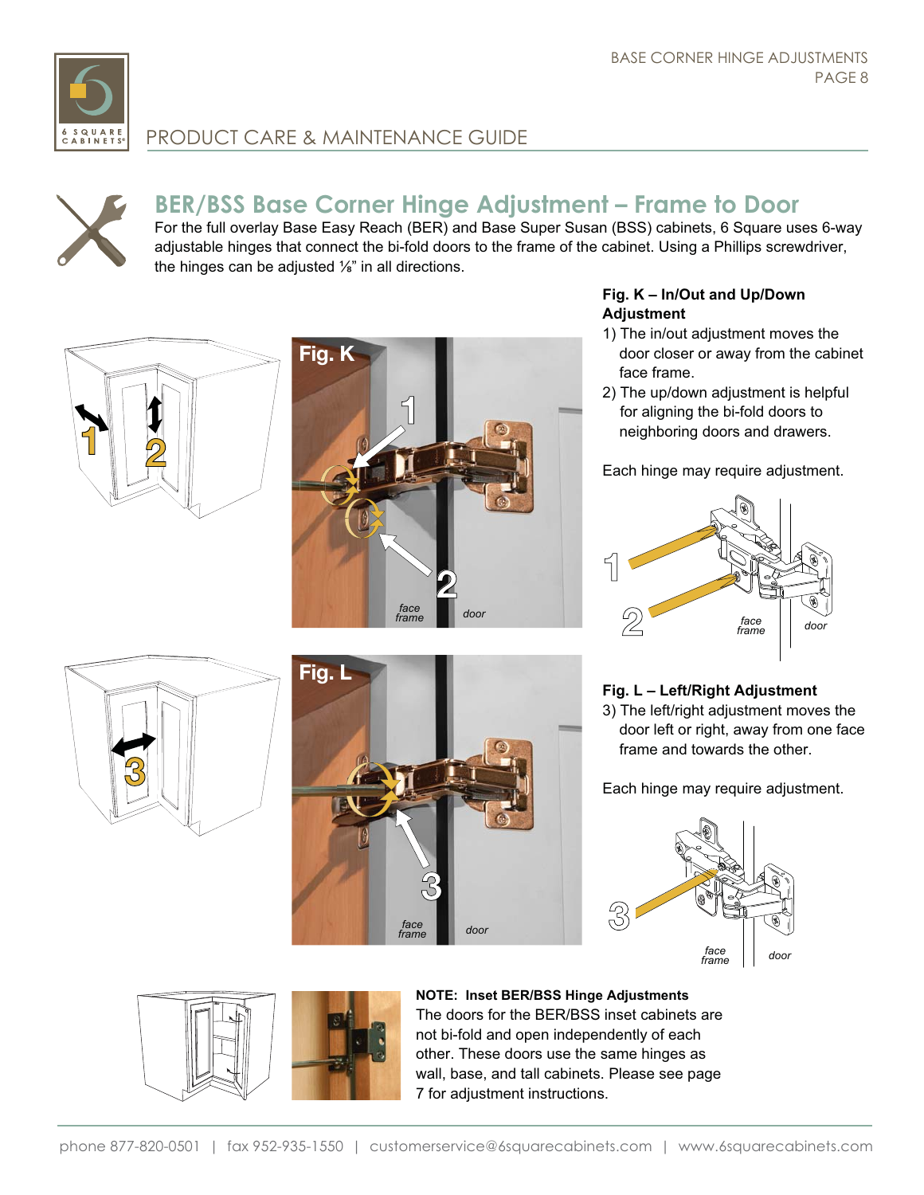# BER/BSS Base Corner Hinge Adjustment – Frame to Door

For the full overlay Base Easy Reach (BER) and Base Super Susan (BSS) cabinets, 6 Square uses 6-way adjustable hinges that connect the bi-fold doors to the frame of the cabinet. Using a Phillips screwdriver, the hinges can be adjusted ⅛" in all directions.

**Fig. K – In/Out and Up/Down Adjustment**

1) The in/out adjustment moves the door closer or away from the cabinet face frame.
2) The up/down adjustment is helpful for aligning the bi-fold doors to neighboring doors and drawers.

Each hinge may require adjustment.

**Fig. L – Left/Right Adjustment**

3) The left/right adjustment moves the door left or right, away from one face frame and towards the other.

Each hinge may require adjustment.

**NOTE: Inset BER/BSS Hinge Adjustments**

The doors for the BER/BSS inset cabinets are not bi-fold and open independently of each other. These doors use the same hinges as wall, base, and tall cabinets. Please see page 7 for adjustment instructions.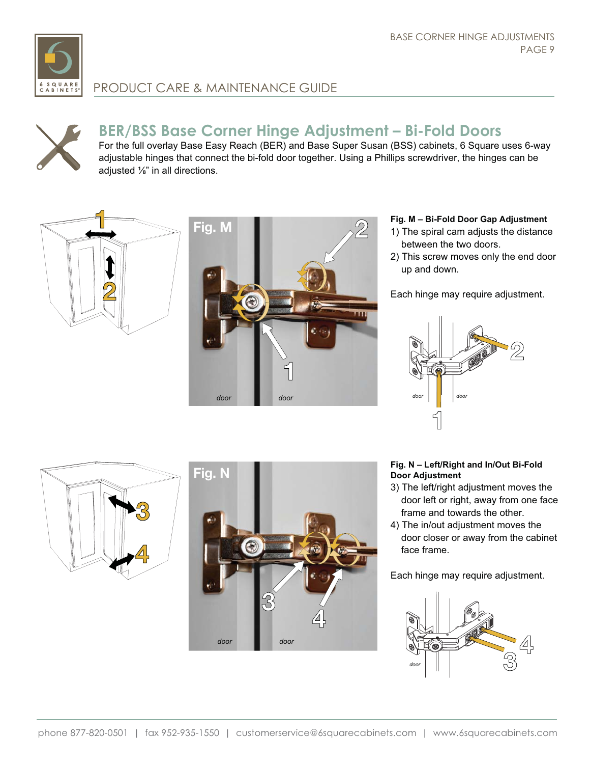# BER/BSS Base Corner Hinge Adjustment – Bi-Fold Doors

For the full overlay Base Easy Reach (BER) and Base Super Susan (BSS) cabinets, 6 Square uses 6-way adjustable hinges that connect the bi-fold door together. Using a Phillips screwdriver, the hinges can be adjusted ⅛" in all directions.

**Fig. M – Bi-Fold Door Gap Adjustment**

1) The spiral cam adjusts the distance between the two doors.
2) This screw moves only the end door up and down.

Each hinge may require adjustment.

**Fig. N – Left/Right and In/Out Bi-Fold Door Adjustment**

3) The left/right adjustment moves the door left or right, away from one face frame and towards the other.
4) The in/out adjustment moves the door closer or away from the cabinet face frame.

Each hinge may require adjustment.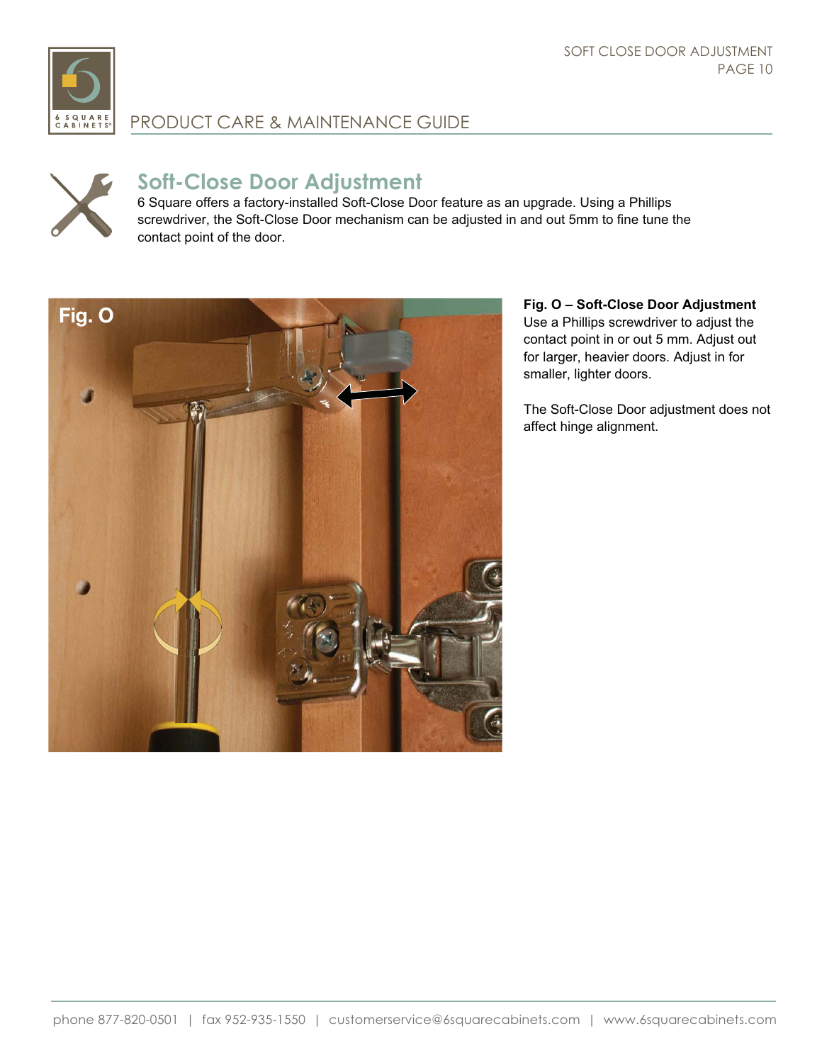## Soft-Close Door Adjustment

6 Square offers a factory-installed Soft-Close Door feature as an upgrade. Using a Phillips screwdriver, the Soft-Close Door mechanism can be adjusted in and out 5mm to fine tune the contact point of the door.

Fig. O

**Fig. O – Soft-Close Door Adjustment**
Use a Phillips screwdriver to adjust the contact point in or out 5 mm. Adjust out for larger, heavier doors. Adjust in for smaller, lighter doors.

The Soft-Close Door adjustment does not affect hinge alignment.